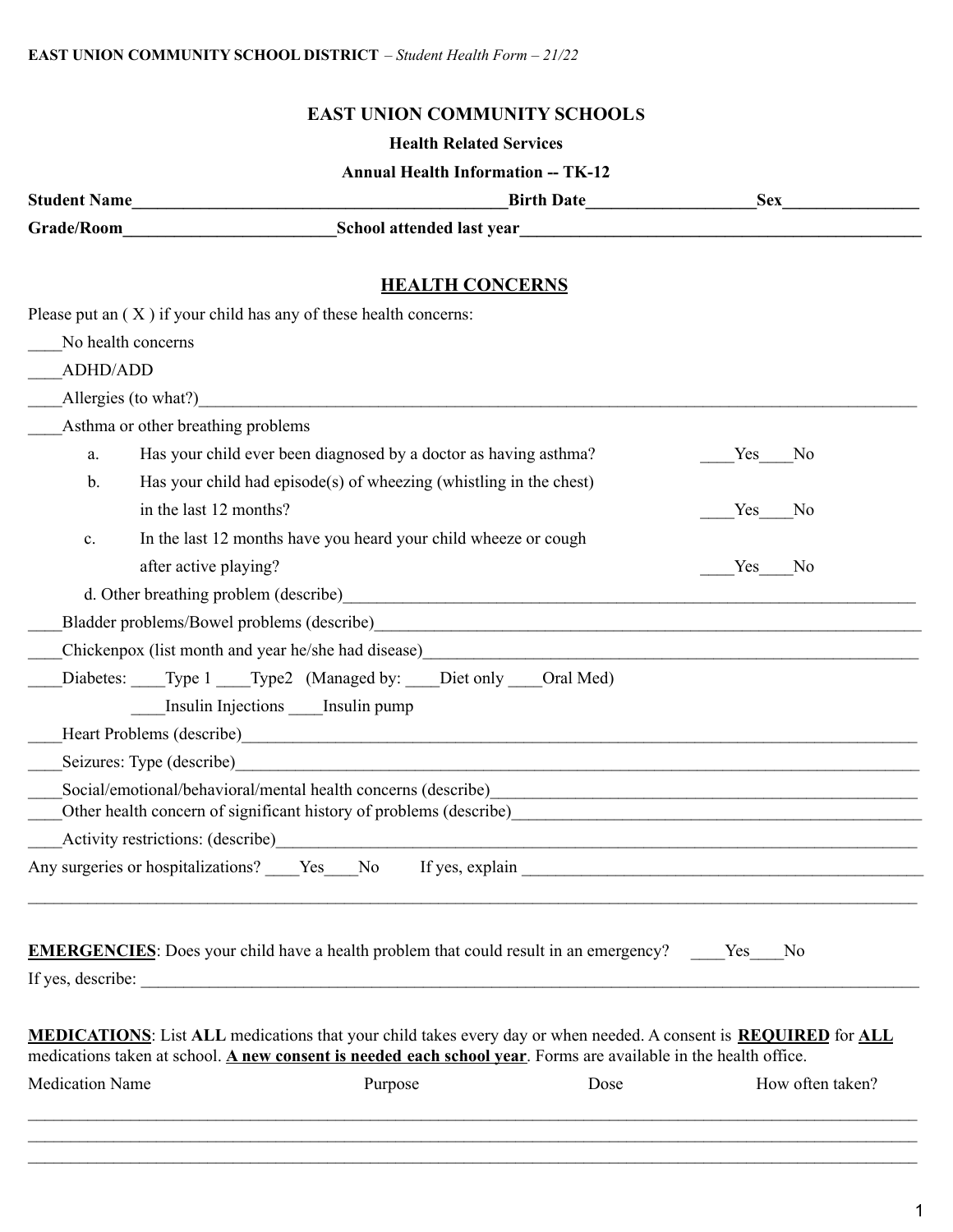# EAST UNION COMMUNITY SCHOOLS

**Health Related Services**

**Annual Health Information -- TK-12**

**Student Name**_____________________________________________**Birth Date**____________________**Sex**________________

**Grade/Room**__________________________**School attended last year**__________________________________________________

## HEALTH CONCERNS

Please put an ( X ) if your child has any of these health concerns:

____No health concerns

____ADHD/ADD

____Allergies (to what?)__________________________________________________________________________________________

____Asthma or other breathing problems

- a. Has your child ever been diagnosed by a doctor as having asthma? ____Yes____No
- b. Has your child had episode(s) of wheezing (whistling in the chest) in the last 12 months? ____Yes____No
- c. In the last 12 months have you heard your child wheeze or cough after active playing? ____Yes____No
- d. Other breathing problem (describe)_____________________________________________________________________

____Bladder problems/Bowel problems (describe)______________________________________________________________________

____Chickenpox (list month and year he/she had disease)_______________________________________________________________

____Diabetes: ____Type 1 ____Type2 (Managed by: ____Diet only ____Oral Med)

____Insulin Injections ____Insulin pump

____Heart Problems (describe)_____________________________________________________________________________________

____Seizures: Type (describe)______________________________________________________________________________________

____Social/emotional/behavioral/mental health concerns (describe)___________________________________________________

____Other health concern of significant history of problems (describe)_______________________________________________

____Activity restrictions: (describe)_______________________________________________________________________________

Any surgeries or hospitalizations? ____Yes____No If yes, explain ______________________________________________________

_______________________________________________________________________________________________________________

**EMERGENCIES**: Does your child have a health problem that could result in an emergency? ____Yes____No

If yes, describe: ________________________________________________________________________________________________

**MEDICATIONS**: List **ALL** medications that your child takes every day or when needed. A consent is **REQUIRED** for **ALL** medications taken at school. **A new consent is needed each school year**. Forms are available in the health office.

| Medication Name | Purpose | Dose | How often taken? |
|---|---|---|---|
| | | | |
| | | | |
| | | | |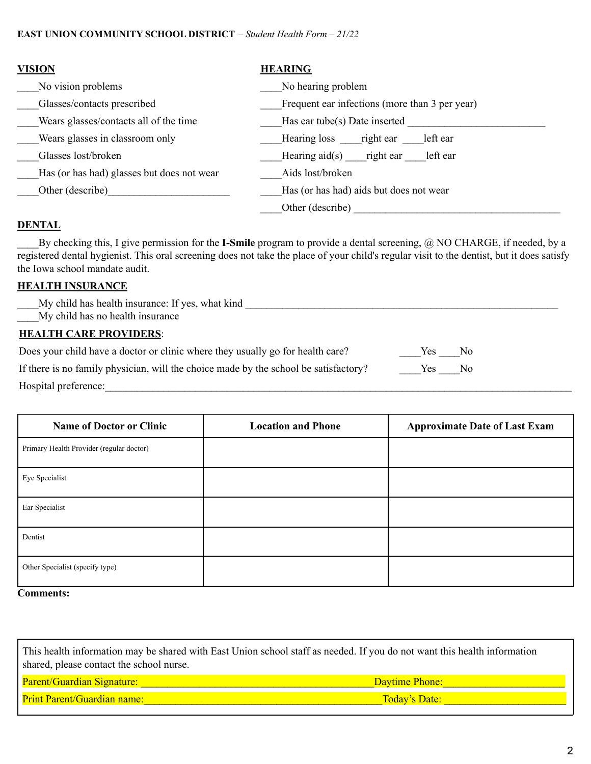**EAST UNION COMMUNITY SCHOOL DISTRICT** – *Student Health Form – 21/22*

**VISION**

____No vision problems

____Glasses/contacts prescribed

____Wears glasses/contacts all of the time

____Wears glasses in classroom only

____Glasses lost/broken

____Has (or has had) glasses but does not wear

____Other (describe)_______________________

**HEARING**

____No hearing problem

____Frequent ear infections (more than 3 per year)

____Has ear tube(s) Date inserted __________________________

____Hearing loss ____right ear ____left ear

____Hearing aid(s) ____right ear ____left ear

____Aids lost/broken

____Has (or has had) aids but does not wear

____Other (describe) ________________________________________

**DENTAL**

____By checking this, I give permission for the **I-Smile** program to provide a dental screening, @ NO CHARGE, if needed, by a registered dental hygienist. This oral screening does not take the place of your child's regular visit to the dentist, but it does satisfy the Iowa school mandate audit.

**HEALTH INSURANCE**

____My child has health insurance: If yes, what kind ______________________________________________________________

____My child has no health insurance

**HEALTH CARE PROVIDERS**:

Does your child have a doctor or clinic where they usually go for health care? ____Yes ____No

If there is no family physician, will the choice made by the school be satisfactory? ____Yes ____No

Hospital preference:___________________________________________________________________________________________

| Name of Doctor or Clinic | Location and Phone | Approximate Date of Last Exam |
|---|---|---|
| Primary Health Provider (regular doctor) | | |
| Eye Specialist | | |
| Ear Specialist | | |
| Dentist | | |
| Other Specialist (specify type) | | |

**Comments:**

This health information may be shared with East Union school staff as needed. If you do not want this health information shared, please contact the school nurse.

Parent/Guardian Signature: ____________________________________________Daytime Phone:______________________

Print Parent/Guardian name:____________________________________________Today's Date: ______________________